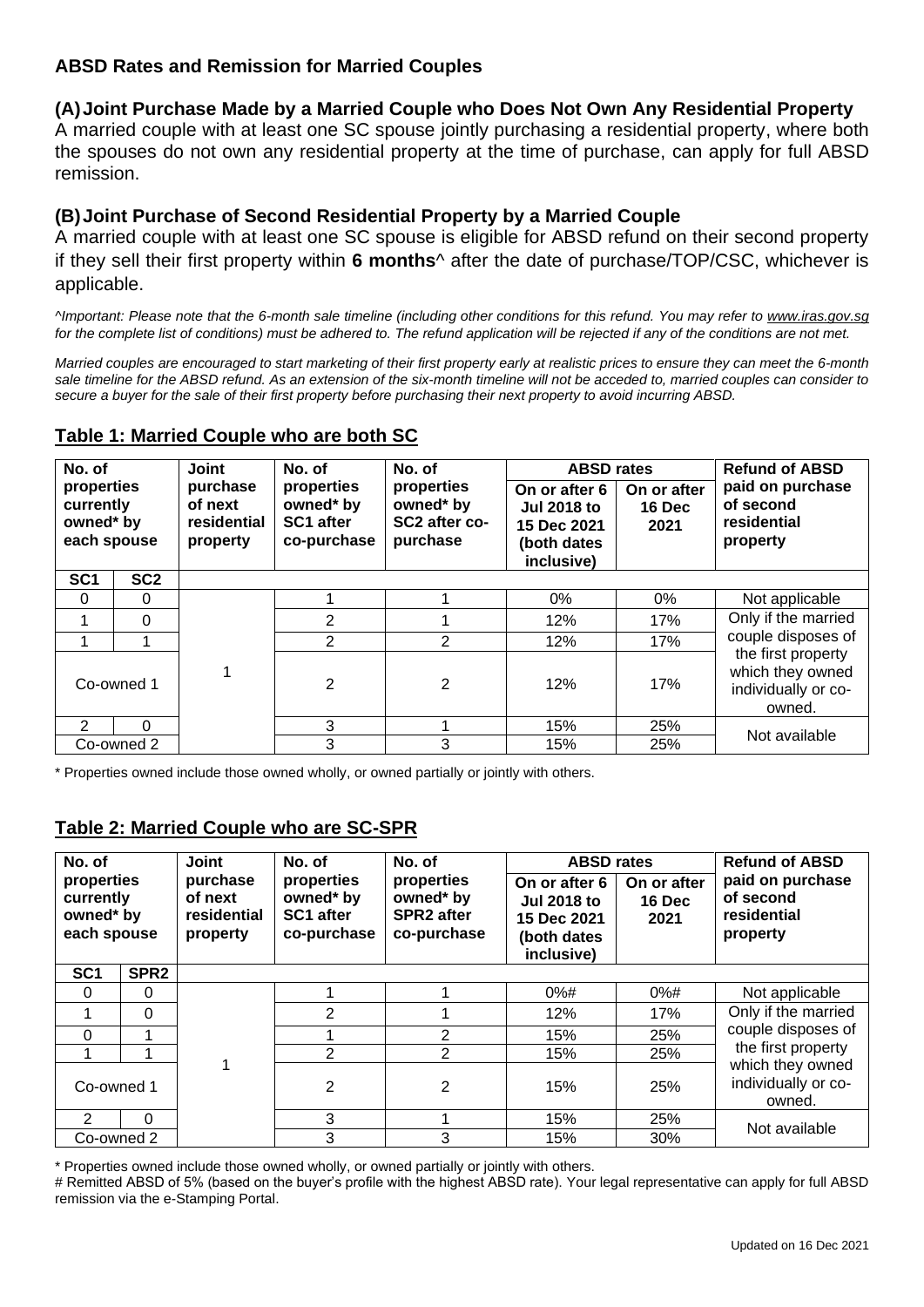## ABSD Rates and Remission for Married Couples

### (A) Joint Purchase Made by a Married Couple who Does Not Own Any Residential Property

A married couple with at least one SC spouse jointly purchasing a residential property, where both the spouses do not own any residential property at the time of purchase, can apply for full ABSD remission.

### (B) Joint Purchase of Second Residential Property by a Married Couple

A married couple with at least one SC spouse is eligible for ABSD refund on their second property if they sell their first property within **6 months**^ after the date of purchase/TOP/CSC, whichever is applicable.

*^Important: Please note that the 6-month sale timeline (including other conditions for this refund. You may refer to www.iras.gov.sg for the complete list of conditions) must be adhered to. The refund application will be rejected if any of the conditions are not met.*

*Married couples are encouraged to start marketing of their first property early at realistic prices to ensure they can meet the 6-month sale timeline for the ABSD refund. As an extension of the six-month timeline will not be acceded to, married couples can consider to secure a buyer for the sale of their first property before purchasing their next property to avoid incurring ABSD.*

### Table 1: Married Couple who are both SC

| No. of properties currently owned* by each spouse | | Joint purchase of next residential property | No. of properties owned* by SC1 after co-purchase | No. of properties owned* by SC2 after co-purchase | ABSD rates | | Refund of ABSD paid on purchase of second residential property |
|---|---|---|---|---|---|---|---|
| | | | | | On or after 6 Jul 2018 to 15 Dec 2021 (both dates inclusive) | On or after 16 Dec 2021 | |
| **SC1** | **SC2** | | | | | | |
| 0 | 0 | 1 | 1 | 1 | 0% | 0% | Not applicable |
| 1 | 0 | 1 | 2 | 1 | 12% | 17% | Only if the married couple disposes of the first property which they owned individually or co-owned. |
| 1 | 1 | 1 | 2 | 2 | 12% | 17% | |
| Co-owned 1 | | 1 | 2 | 2 | 12% | 17% | |
| 2 | 0 | 1 | 3 | 1 | 15% | 25% | Not available |
| Co-owned 2 | | 1 | 3 | 3 | 15% | 25% | |

\* Properties owned include those owned wholly, or owned partially or jointly with others.

### Table 2: Married Couple who are SC-SPR

| No. of properties currently owned* by each spouse | | Joint purchase of next residential property | No. of properties owned* by SC1 after co-purchase | No. of properties owned* by SPR2 after co-purchase | ABSD rates | | Refund of ABSD paid on purchase of second residential property |
|---|---|---|---|---|---|---|---|
| | | | | | On or after 6 Jul 2018 to 15 Dec 2021 (both dates inclusive) | On or after 16 Dec 2021 | |
| **SC1** | **SPR2** | | | | | | |
| 0 | 0 | 1 | 1 | 1 | 0%# | 0%# | Not applicable |
| 1 | 0 | 1 | 2 | 1 | 12% | 17% | Only if the married couple disposes of the first property which they owned individually or co-owned. |
| 0 | 1 | 1 | 1 | 2 | 15% | 25% | |
| 1 | 1 | 1 | 2 | 2 | 15% | 25% | |
| Co-owned 1 | | 1 | 2 | 2 | 15% | 25% | |
| 2 | 0 | 1 | 3 | 1 | 15% | 25% | Not available |
| Co-owned 2 | | 1 | 3 | 3 | 15% | 30% | |

\* Properties owned include those owned wholly, or owned partially or jointly with others.

\# Remitted ABSD of 5% (based on the buyer's profile with the highest ABSD rate). Your legal representative can apply for full ABSD remission via the e-Stamping Portal.

Updated on 16 Dec 2021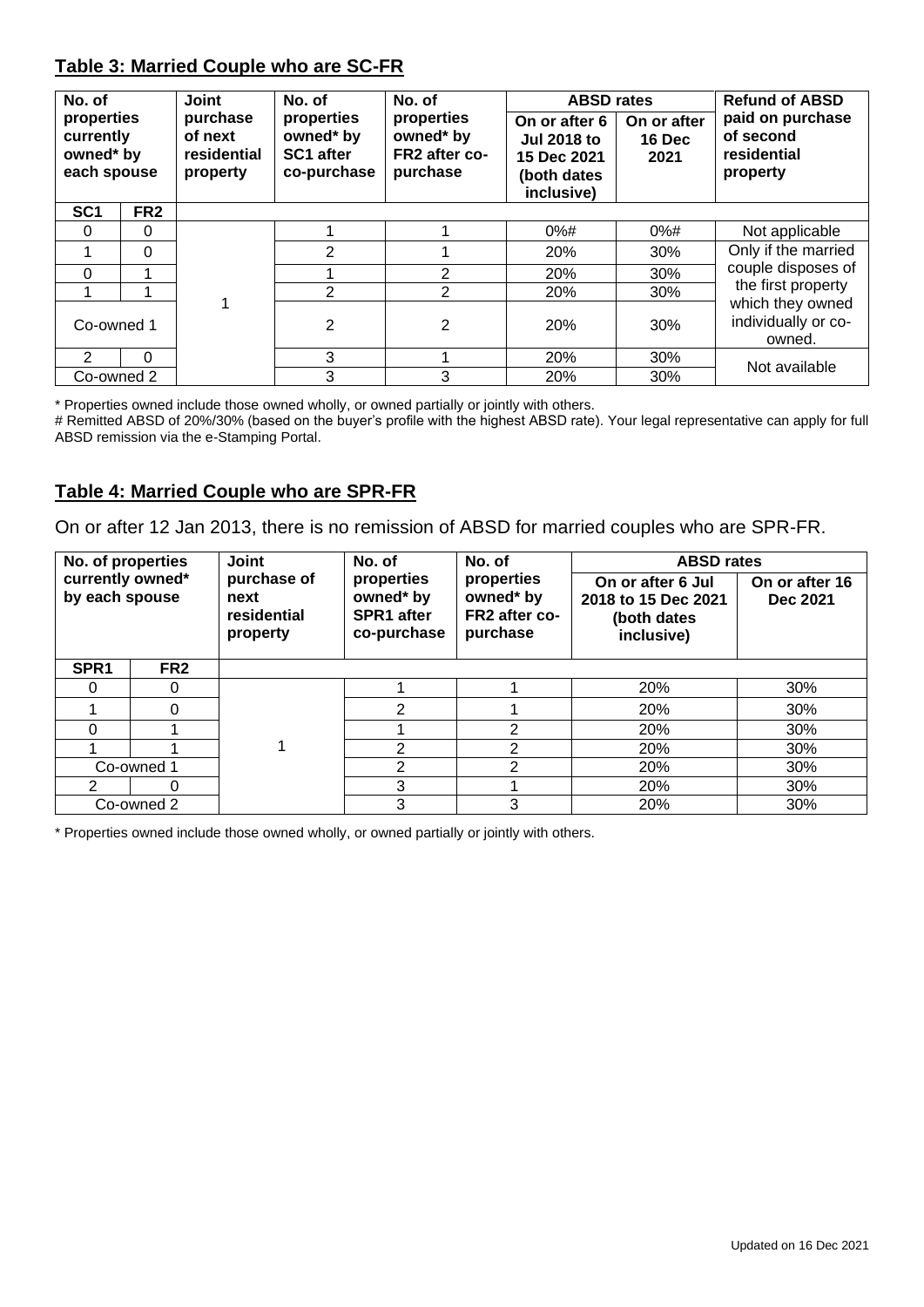## Table 3: Married Couple who are SC-FR

| No. of properties currently owned* by each spouse | | Joint purchase of next residential property | No. of properties owned* by SC1 after co-purchase | No. of properties owned* by FR2 after co-purchase | ABSD rates | | Refund of ABSD paid on purchase of second residential property |
|---|---|---|---|---|---|---|---|
| | | | | | On or after 6 Jul 2018 to 15 Dec 2021 (both dates inclusive) | On or after 16 Dec 2021 | |
| SC1 | FR2 | | | | | | |
| 0 | 0 | 1 | 1 | 1 | 0%# | 0%# | Not applicable |
| 1 | 0 | | 2 | 1 | 20% | 30% | Only if the married couple disposes of the first property which they owned individually or co-owned. |
| 0 | 1 | | 1 | 2 | 20% | 30% | |
| 1 | 1 | | 2 | 2 | 20% | 30% | |
| Co-owned 1 | | | 2 | 2 | 20% | 30% | |
| 2 | 0 | | 3 | 1 | 20% | 30% | Not available |
| Co-owned 2 | | | 3 | 3 | 20% | 30% | |

\* Properties owned include those owned wholly, or owned partially or jointly with others.

# Remitted ABSD of 20%/30% (based on the buyer's profile with the highest ABSD rate). Your legal representative can apply for full ABSD remission via the e-Stamping Portal.

## Table 4: Married Couple who are SPR-FR

On or after 12 Jan 2013, there is no remission of ABSD for married couples who are SPR-FR.

| No. of properties currently owned* by each spouse | | Joint purchase of next residential property | No. of properties owned* by SPR1 after co-purchase | No. of properties owned* by FR2 after co-purchase | ABSD rates | |
|---|---|---|---|---|---|---|
| | | | | | On or after 6 Jul 2018 to 15 Dec 2021 (both dates inclusive) | On or after 16 Dec 2021 |
| SPR1 | FR2 | | | | | |
| 0 | 0 | 1 | 1 | 1 | 20% | 30% |
| 1 | 0 | | 2 | 1 | 20% | 30% |
| 0 | 1 | | 1 | 2 | 20% | 30% |
| 1 | 1 | | 2 | 2 | 20% | 30% |
| Co-owned 1 | | | 2 | 2 | 20% | 30% |
| 2 | 0 | | 3 | 1 | 20% | 30% |
| Co-owned 2 | | | 3 | 3 | 20% | 30% |

\* Properties owned include those owned wholly, or owned partially or jointly with others.

Updated on 16 Dec 2021